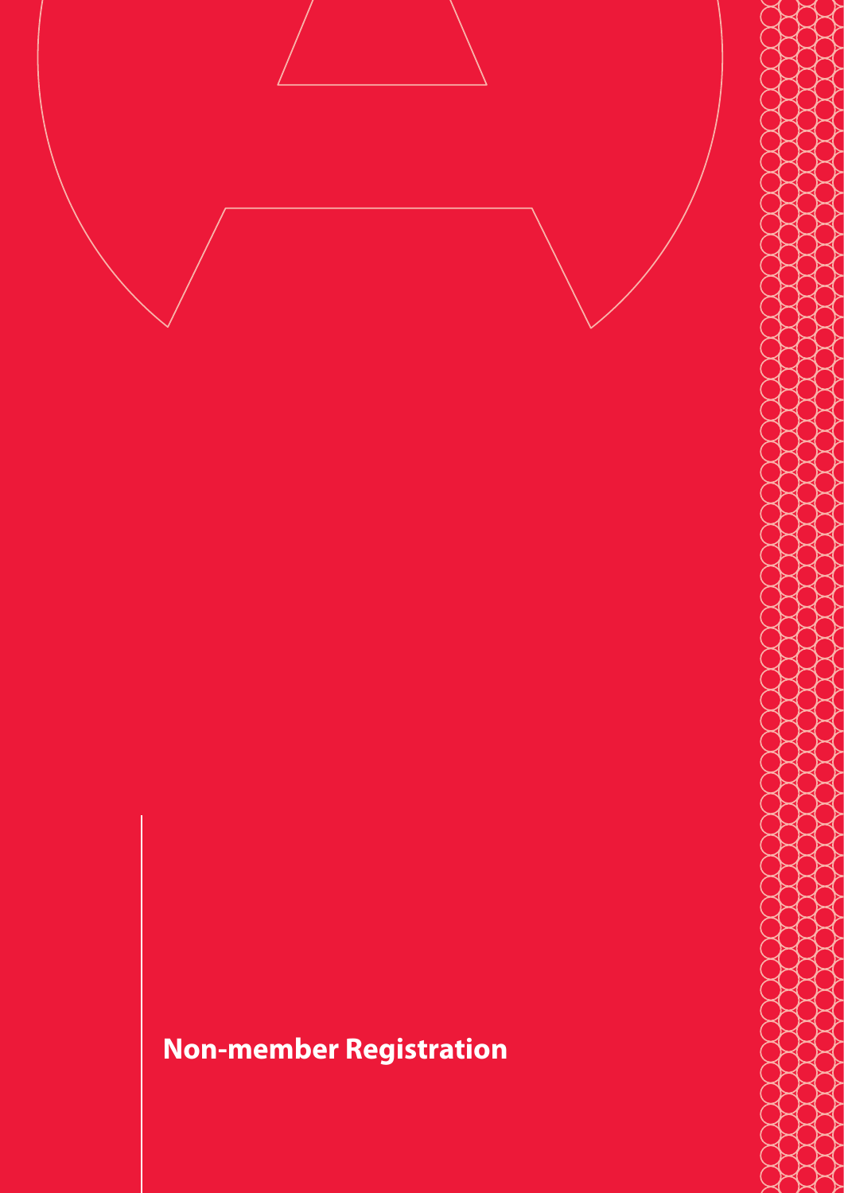# Non-member Registration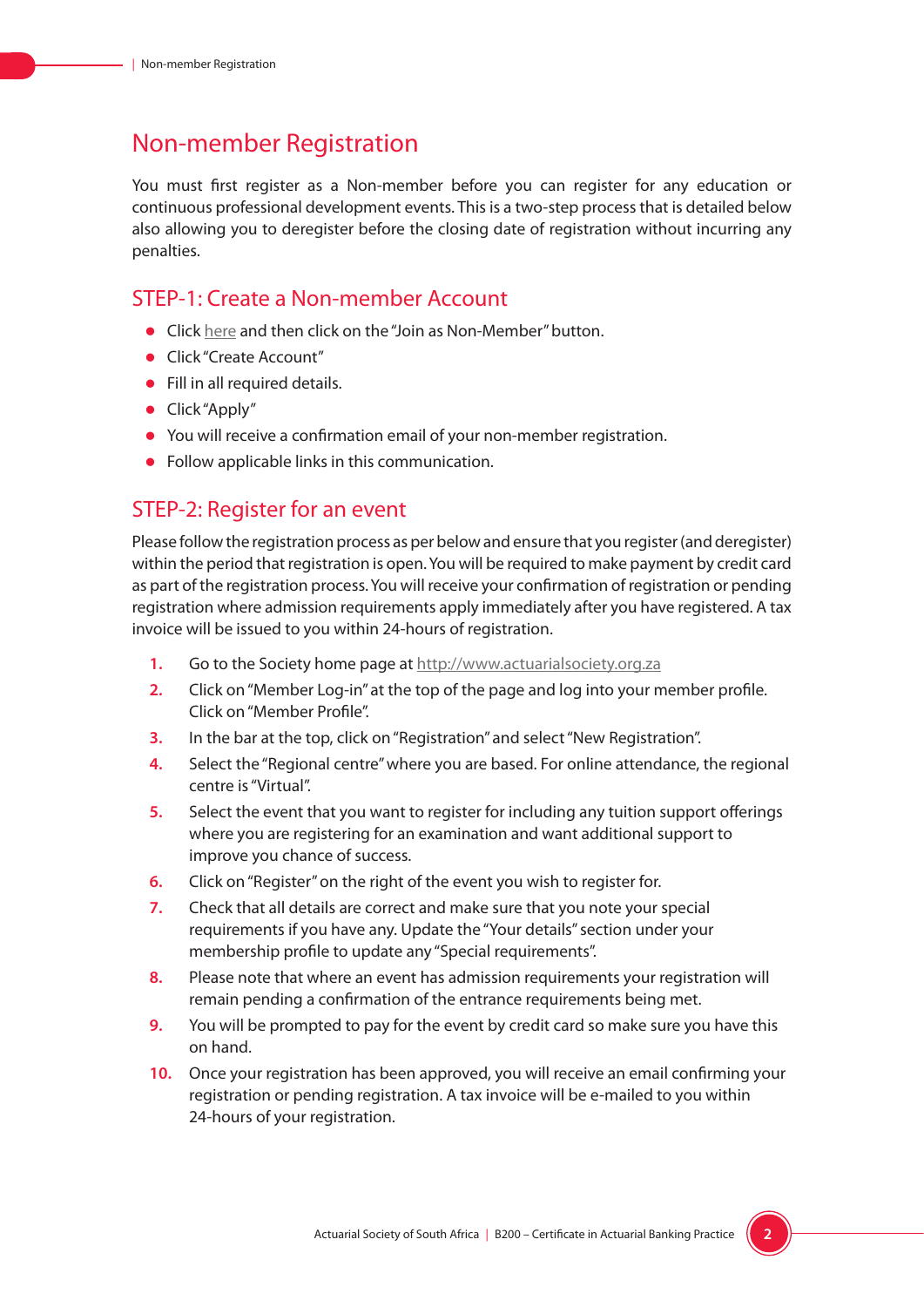# Non-member Registration

You must first register as a Non-member before you can register for any education or continuous professional development events. This is a two-step process that is detailed below also allowing you to deregister before the closing date of registration without incurring any penalties.

## STEP-1: Create a Non-member Account

- Click here and then click on the "Join as Non-Member" button.
- Click "Create Account"
- Fill in all required details.
- Click "Apply"
- You will receive a confirmation email of your non-member registration.
- Follow applicable links in this communication.

## STEP-2: Register for an event

Please follow the registration process as per below and ensure that you register (and deregister) within the period that registration is open. You will be required to make payment by credit card as part of the registration process. You will receive your confirmation of registration or pending registration where admission requirements apply immediately after you have registered. A tax invoice will be issued to you within 24-hours of registration.

1. Go to the Society home page at http://www.actuarialsociety.org.za
2. Click on "Member Log-in" at the top of the page and log into your member profile. Click on "Member Profile".
3. In the bar at the top, click on "Registration" and select "New Registration".
4. Select the "Regional centre" where you are based. For online attendance, the regional centre is "Virtual".
5. Select the event that you want to register for including any tuition support offerings where you are registering for an examination and want additional support to improve you chance of success.
6. Click on "Register" on the right of the event you wish to register for.
7. Check that all details are correct and make sure that you note your special requirements if you have any. Update the "Your details" section under your membership profile to update any "Special requirements".
8. Please note that where an event has admission requirements your registration will remain pending a confirmation of the entrance requirements being met.
9. You will be prompted to pay for the event by credit card so make sure you have this on hand.
10. Once your registration has been approved, you will receive an email confirming your registration or pending registration. A tax invoice will be e-mailed to you within 24-hours of your registration.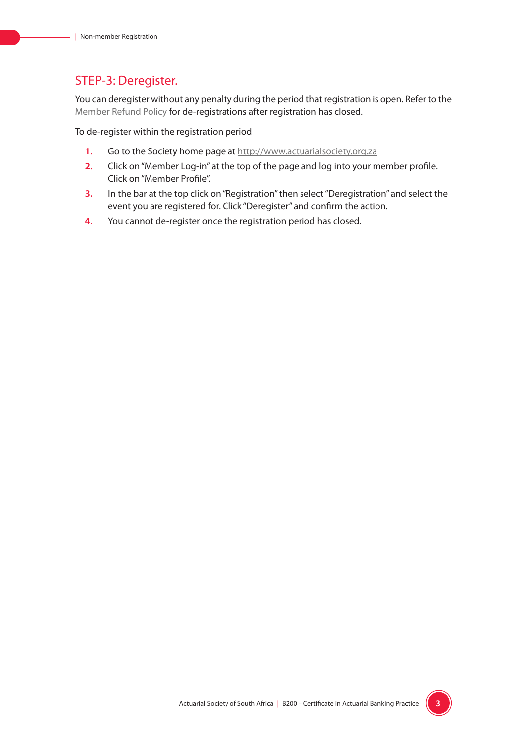## STEP-3: Deregister.

You can deregister without any penalty during the period that registration is open. Refer to the Member Refund Policy for de-registrations after registration has closed.

To de-register within the registration period

1. Go to the Society home page at http://www.actuarialsociety.org.za
2. Click on "Member Log-in" at the top of the page and log into your member profile. Click on "Member Profile".
3. In the bar at the top click on "Registration" then select "Deregistration" and select the event you are registered for. Click "Deregister" and confirm the action.
4. You cannot de-register once the registration period has closed.